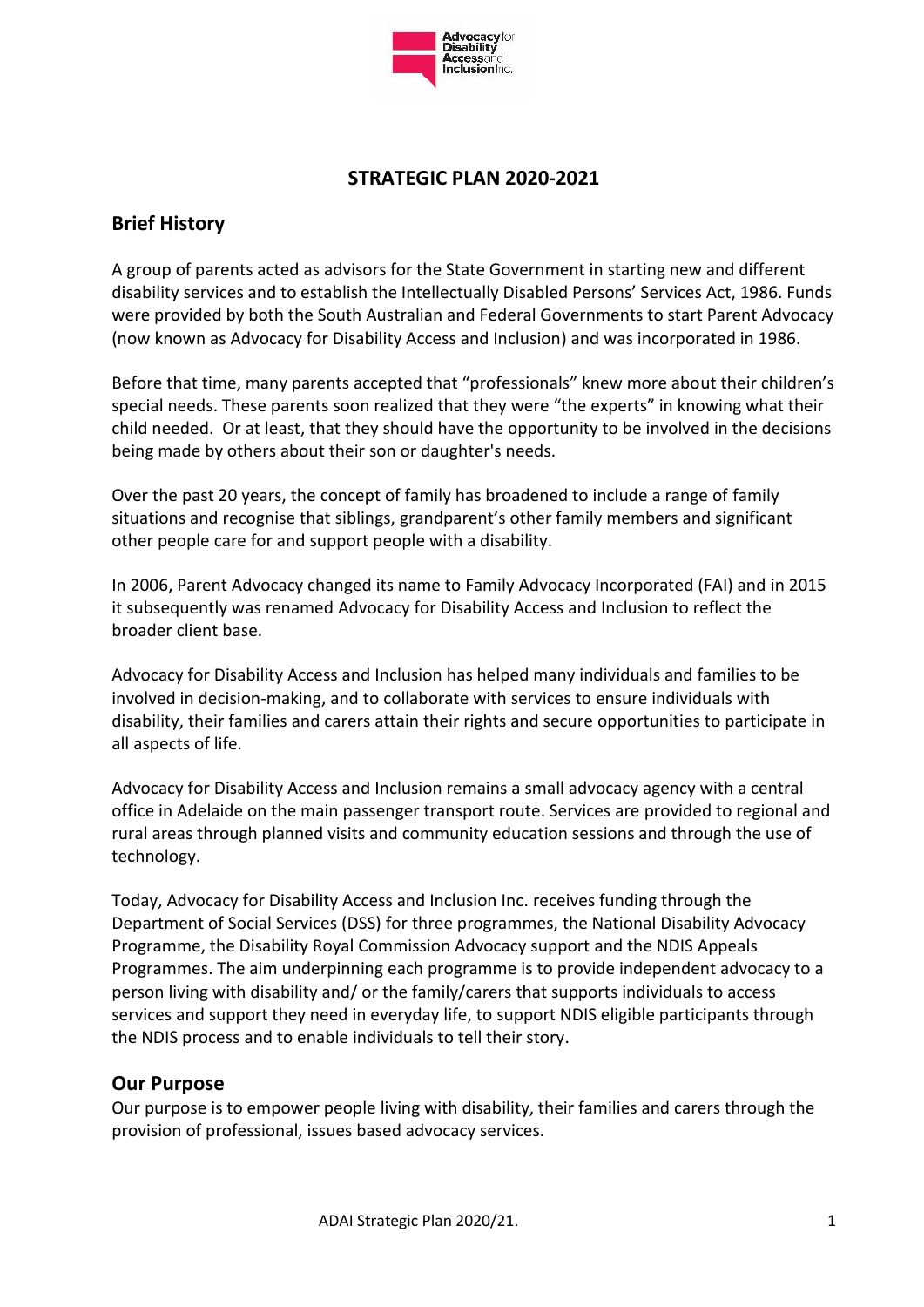# STRATEGIC PLAN 2020-2021

## Brief History

A group of parents acted as advisors for the State Government in starting new and different disability services and to establish the Intellectually Disabled Persons' Services Act, 1986. Funds were provided by both the South Australian and Federal Governments to start Parent Advocacy (now known as Advocacy for Disability Access and Inclusion) and was incorporated in 1986.

Before that time, many parents accepted that "professionals" knew more about their children's special needs. These parents soon realized that they were "the experts" in knowing what their child needed. Or at least, that they should have the opportunity to be involved in the decisions being made by others about their son or daughter's needs.

Over the past 20 years, the concept of family has broadened to include a range of family situations and recognise that siblings, grandparent's other family members and significant other people care for and support people with a disability.

In 2006, Parent Advocacy changed its name to Family Advocacy Incorporated (FAI) and in 2015 it subsequently was renamed Advocacy for Disability Access and Inclusion to reflect the broader client base.

Advocacy for Disability Access and Inclusion has helped many individuals and families to be involved in decision-making, and to collaborate with services to ensure individuals with disability, their families and carers attain their rights and secure opportunities to participate in all aspects of life.

Advocacy for Disability Access and Inclusion remains a small advocacy agency with a central office in Adelaide on the main passenger transport route. Services are provided to regional and rural areas through planned visits and community education sessions and through the use of technology.

Today, Advocacy for Disability Access and Inclusion Inc. receives funding through the Department of Social Services (DSS) for three programmes, the National Disability Advocacy Programme, the Disability Royal Commission Advocacy support and the NDIS Appeals Programmes. The aim underpinning each programme is to provide independent advocacy to a person living with disability and/ or the family/carers that supports individuals to access services and support they need in everyday life, to support NDIS eligible participants through the NDIS process and to enable individuals to tell their story.

## Our Purpose

Our purpose is to empower people living with disability, their families and carers through the provision of professional, issues based advocacy services.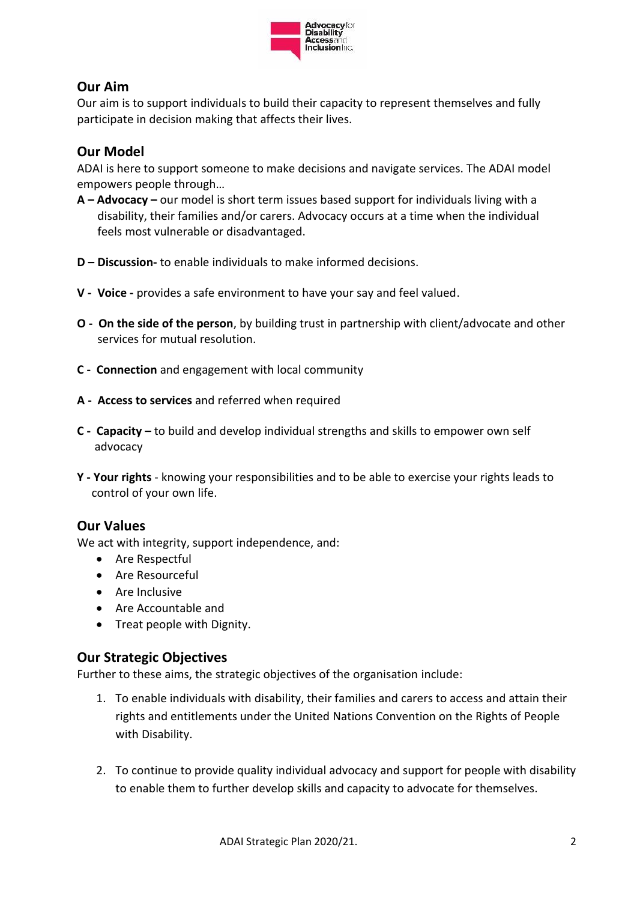## Our Aim

Our aim is to support individuals to build their capacity to represent themselves and fully participate in decision making that affects their lives.

## Our Model

ADAI is here to support someone to make decisions and navigate services. The ADAI model empowers people through…

**A – Advocacy –** our model is short term issues based support for individuals living with a disability, their families and/or carers. Advocacy occurs at a time when the individual feels most vulnerable or disadvantaged.

**D – Discussion-** to enable individuals to make informed decisions.

**V - Voice -** provides a safe environment to have your say and feel valued.

**O - On the side of the person**, by building trust in partnership with client/advocate and other services for mutual resolution.

**C - Connection** and engagement with local community

**A - Access to services** and referred when required

**C - Capacity –** to build and develop individual strengths and skills to empower own self advocacy

**Y - Your rights** - knowing your responsibilities and to be able to exercise your rights leads to control of your own life.

## Our Values

We act with integrity, support independence, and:

- Are Respectful
- Are Resourceful
- Are Inclusive
- Are Accountable and
- Treat people with Dignity.

## Our Strategic Objectives

Further to these aims, the strategic objectives of the organisation include:

1. To enable individuals with disability, their families and carers to access and attain their rights and entitlements under the United Nations Convention on the Rights of People with Disability.

2. To continue to provide quality individual advocacy and support for people with disability to enable them to further develop skills and capacity to advocate for themselves.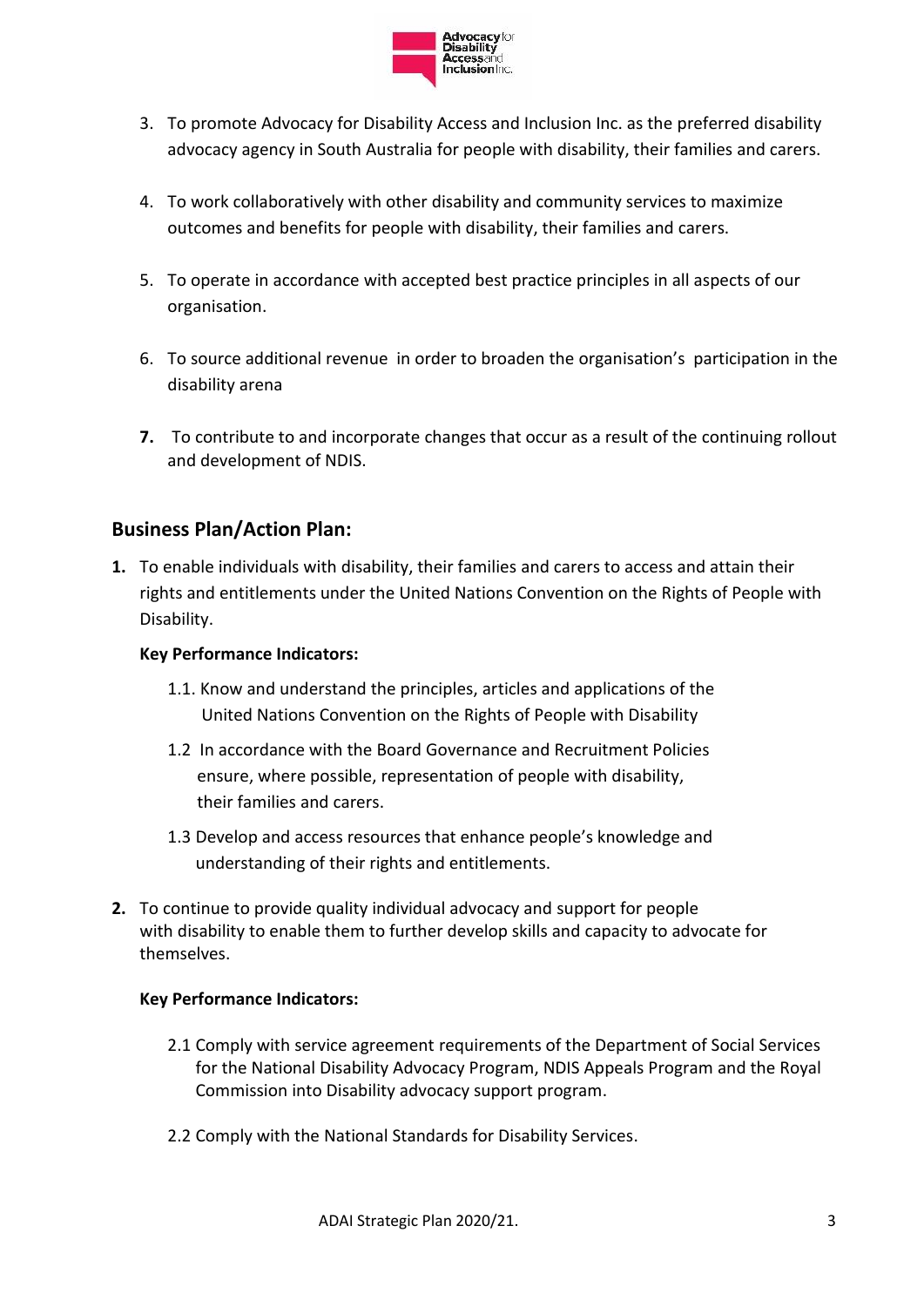3. To promote Advocacy for Disability Access and Inclusion Inc. as the preferred disability advocacy agency in South Australia for people with disability, their families and carers.

4. To work collaboratively with other disability and community services to maximize outcomes and benefits for people with disability, their families and carers.

5. To operate in accordance with accepted best practice principles in all aspects of our organisation.

6. To source additional revenue in order to broaden the organisation's participation in the disability arena

7. To contribute to and incorporate changes that occur as a result of the continuing rollout and development of NDIS.

## Business Plan/Action Plan:

**1.** To enable individuals with disability, their families and carers to access and attain their rights and entitlements under the United Nations Convention on the Rights of People with Disability.

**Key Performance Indicators:**

1.1. Know and understand the principles, articles and applications of the United Nations Convention on the Rights of People with Disability

1.2 In accordance with the Board Governance and Recruitment Policies ensure, where possible, representation of people with disability, their families and carers.

1.3 Develop and access resources that enhance people's knowledge and understanding of their rights and entitlements.

**2.** To continue to provide quality individual advocacy and support for people with disability to enable them to further develop skills and capacity to advocate for themselves.

**Key Performance Indicators:**

2.1 Comply with service agreement requirements of the Department of Social Services for the National Disability Advocacy Program, NDIS Appeals Program and the Royal Commission into Disability advocacy support program.

2.2 Comply with the National Standards for Disability Services.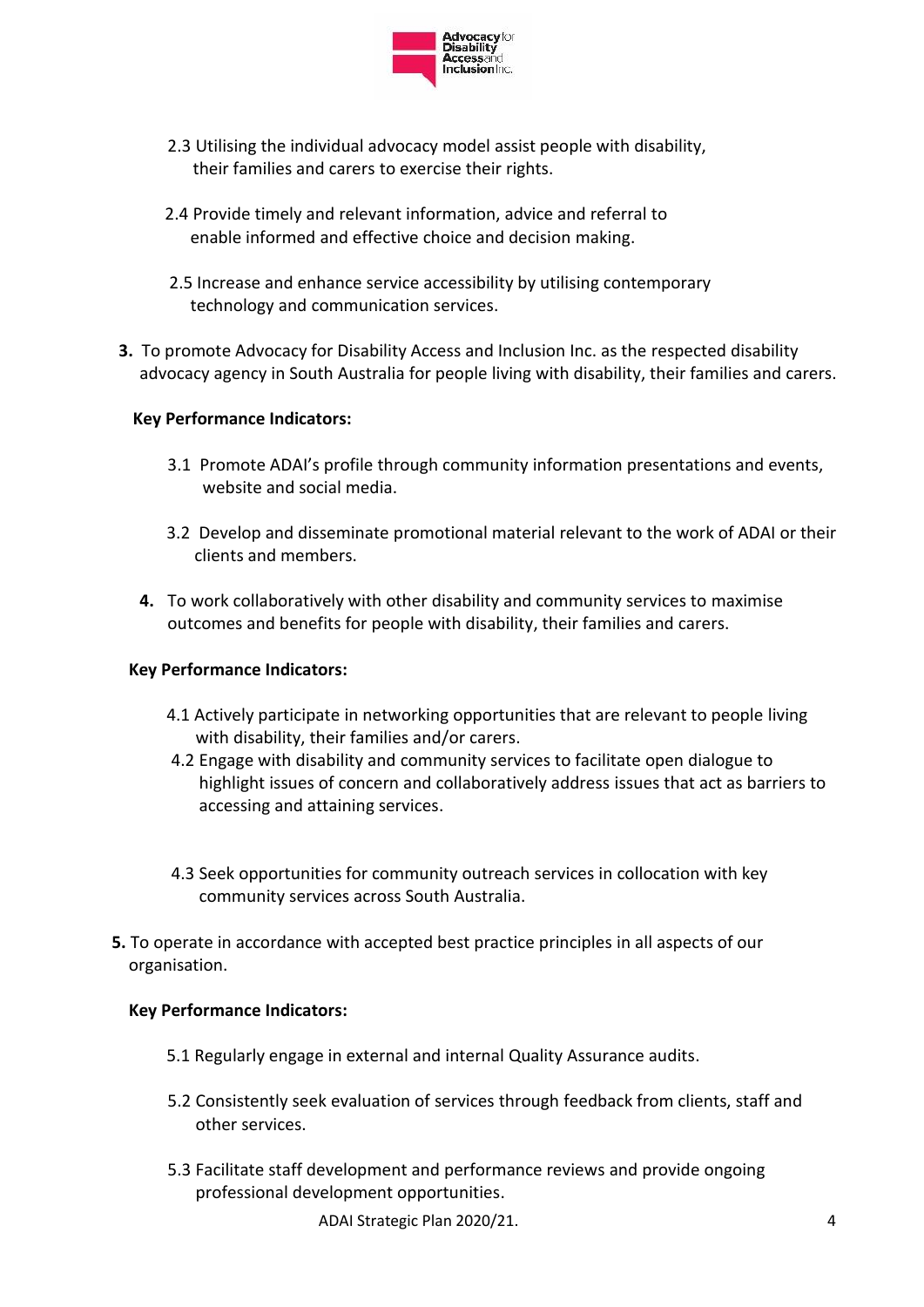2.3 Utilising the individual advocacy model assist people with disability, their families and carers to exercise their rights.

2.4 Provide timely and relevant information, advice and referral to enable informed and effective choice and decision making.

2.5 Increase and enhance service accessibility by utilising contemporary technology and communication services.

**3.** To promote Advocacy for Disability Access and Inclusion Inc. as the respected disability advocacy agency in South Australia for people living with disability, their families and carers.

**Key Performance Indicators:**

3.1 Promote ADAI's profile through community information presentations and events, website and social media.

3.2 Develop and disseminate promotional material relevant to the work of ADAI or their clients and members.

**4.** To work collaboratively with other disability and community services to maximise outcomes and benefits for people with disability, their families and carers.

**Key Performance Indicators:**

4.1 Actively participate in networking opportunities that are relevant to people living with disability, their families and/or carers.

4.2 Engage with disability and community services to facilitate open dialogue to highlight issues of concern and collaboratively address issues that act as barriers to accessing and attaining services.

4.3 Seek opportunities for community outreach services in collocation with key community services across South Australia.

**5.** To operate in accordance with accepted best practice principles in all aspects of our organisation.

**Key Performance Indicators:**

5.1 Regularly engage in external and internal Quality Assurance audits.

5.2 Consistently seek evaluation of services through feedback from clients, staff and other services.

5.3 Facilitate staff development and performance reviews and provide ongoing professional development opportunities.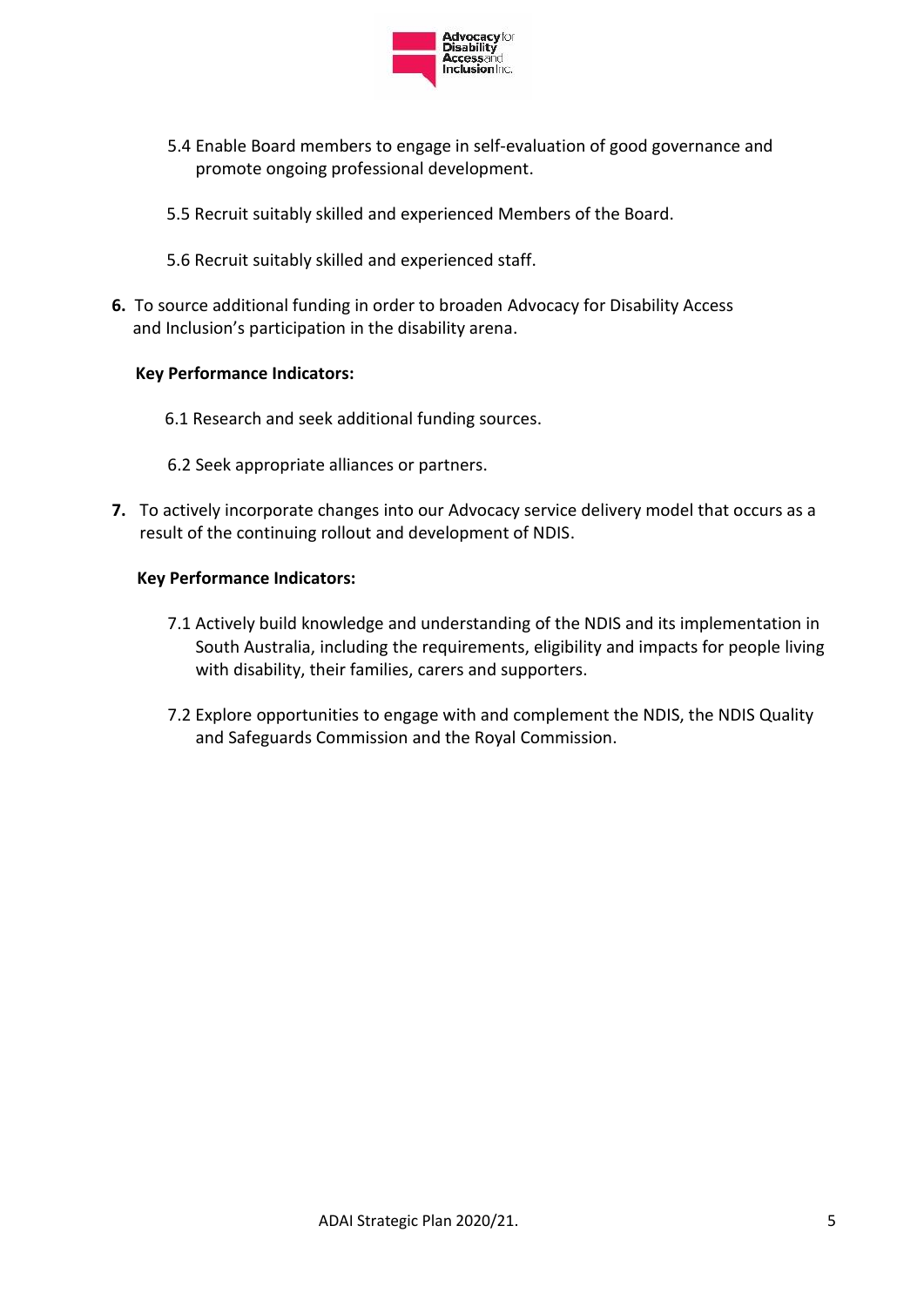5.4 Enable Board members to engage in self-evaluation of good governance and promote ongoing professional development.

5.5 Recruit suitably skilled and experienced Members of the Board.

5.6 Recruit suitably skilled and experienced staff.

**6.** To source additional funding in order to broaden Advocacy for Disability Access and Inclusion's participation in the disability arena.

**Key Performance Indicators:**

6.1 Research and seek additional funding sources.

6.2 Seek appropriate alliances or partners.

**7.** To actively incorporate changes into our Advocacy service delivery model that occurs as a result of the continuing rollout and development of NDIS.

**Key Performance Indicators:**

7.1 Actively build knowledge and understanding of the NDIS and its implementation in South Australia, including the requirements, eligibility and impacts for people living with disability, their families, carers and supporters.

7.2 Explore opportunities to engage with and complement the NDIS, the NDIS Quality and Safeguards Commission and the Royal Commission.